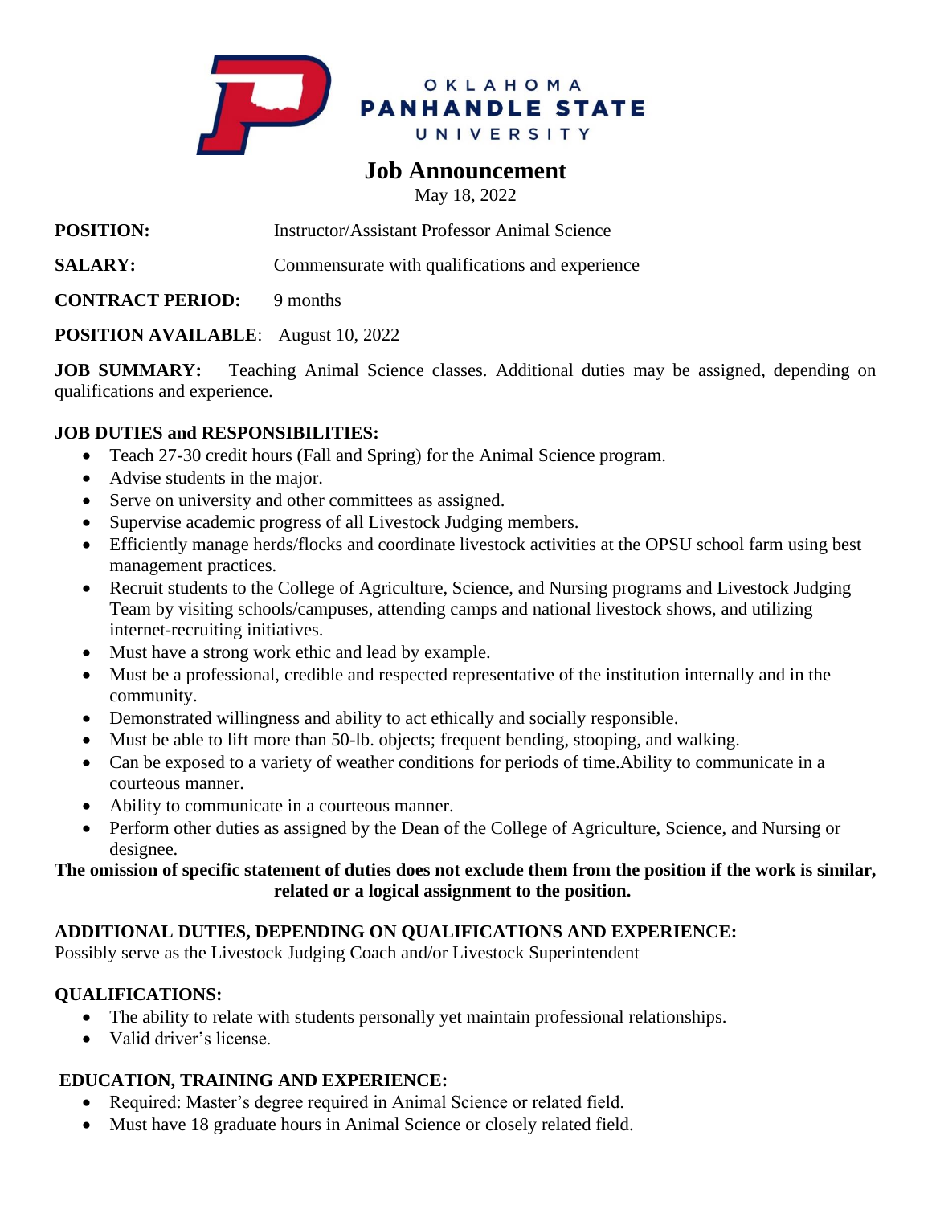OKLAHOMA
PANHANDLE STATE
UNIVERSITY

# Job Announcement

May 18, 2022

**POSITION:** Instructor/Assistant Professor Animal Science

**SALARY:** Commensurate with qualifications and experience

**CONTRACT PERIOD:** 9 months

**POSITION AVAILABLE**: August 10, 2022

**JOB SUMMARY:** Teaching Animal Science classes. Additional duties may be assigned, depending on qualifications and experience.

## JOB DUTIES and RESPONSIBILITIES:

- Teach 27-30 credit hours (Fall and Spring) for the Animal Science program.
- Advise students in the major.
- Serve on university and other committees as assigned.
- Supervise academic progress of all Livestock Judging members.
- Efficiently manage herds/flocks and coordinate livestock activities at the OPSU school farm using best management practices.
- Recruit students to the College of Agriculture, Science, and Nursing programs and Livestock Judging Team by visiting schools/campuses, attending camps and national livestock shows, and utilizing internet-recruiting initiatives.
- Must have a strong work ethic and lead by example.
- Must be a professional, credible and respected representative of the institution internally and in the community.
- Demonstrated willingness and ability to act ethically and socially responsible.
- Must be able to lift more than 50-lb. objects; frequent bending, stooping, and walking.
- Can be exposed to a variety of weather conditions for periods of time.Ability to communicate in a courteous manner.
- Ability to communicate in a courteous manner.
- Perform other duties as assigned by the Dean of the College of Agriculture, Science, and Nursing or designee.

**The omission of specific statement of duties does not exclude them from the position if the work is similar, related or a logical assignment to the position.**

## ADDITIONAL DUTIES, DEPENDING ON QUALIFICATIONS AND EXPERIENCE:

Possibly serve as the Livestock Judging Coach and/or Livestock Superintendent

## QUALIFICATIONS:

- The ability to relate with students personally yet maintain professional relationships.
- Valid driver's license.

## EDUCATION, TRAINING AND EXPERIENCE:

- Required: Master's degree required in Animal Science or related field.
- Must have 18 graduate hours in Animal Science or closely related field.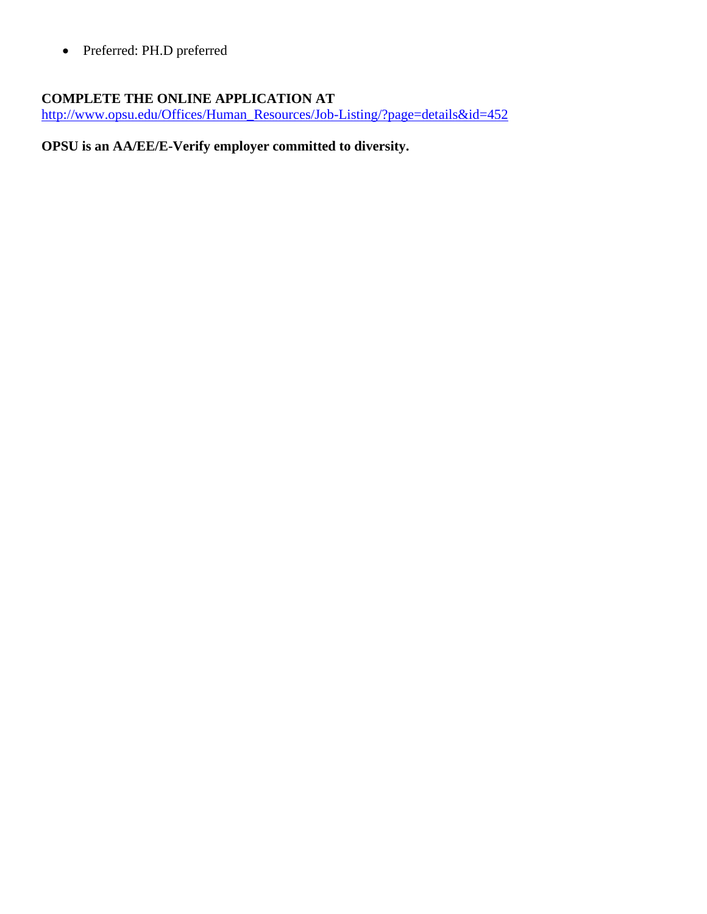- Preferred: PH.D preferred

**COMPLETE THE ONLINE APPLICATION AT**
http://www.opsu.edu/Offices/Human_Resources/Job-Listing/?page=details&id=452

**OPSU is an AA/EE/E-Verify employer committed to diversity.**